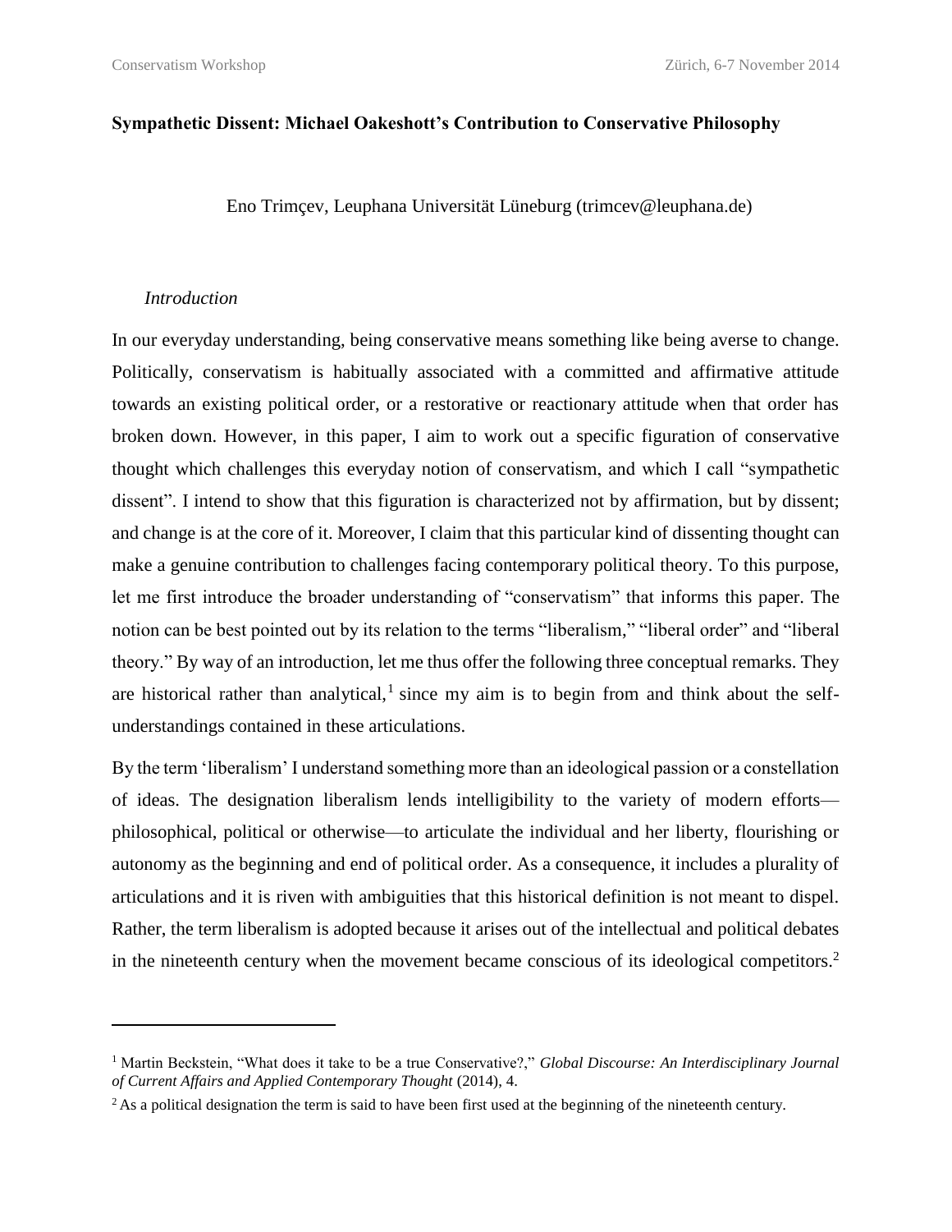**Sympathetic Dissent: Michael Oakeshott's Contribution to Conservative Philosophy**

Eno Trimçev, Leuphana Universität Lüneburg (trimcev@leuphana.de)

*Introduction*

In our everyday understanding, being conservative means something like being averse to change. Politically, conservatism is habitually associated with a committed and affirmative attitude towards an existing political order, or a restorative or reactionary attitude when that order has broken down. However, in this paper, I aim to work out a specific figuration of conservative thought which challenges this everyday notion of conservatism, and which I call "sympathetic dissent". I intend to show that this figuration is characterized not by affirmation, but by dissent; and change is at the core of it. Moreover, I claim that this particular kind of dissenting thought can make a genuine contribution to challenges facing contemporary political theory. To this purpose, let me first introduce the broader understanding of "conservatism" that informs this paper. The notion can be best pointed out by its relation to the terms "liberalism," "liberal order" and "liberal theory." By way of an introduction, let me thus offer the following three conceptual remarks. They are historical rather than analytical,[1] since my aim is to begin from and think about the self-understandings contained in these articulations.

By the term 'liberalism' I understand something more than an ideological passion or a constellation of ideas. The designation liberalism lends intelligibility to the variety of modern efforts—philosophical, political or otherwise—to articulate the individual and her liberty, flourishing or autonomy as the beginning and end of political order. As a consequence, it includes a plurality of articulations and it is riven with ambiguities that this historical definition is not meant to dispel. Rather, the term liberalism is adopted because it arises out of the intellectual and political debates in the nineteenth century when the movement became conscious of its ideological competitors.[2]

---

[1] Martin Beckstein, "What does it take to be a true Conservative?," *Global Discourse: An Interdisciplinary Journal of Current Affairs and Applied Contemporary Thought* (2014), 4.

[2] As a political designation the term is said to have been first used at the beginning of the nineteenth century.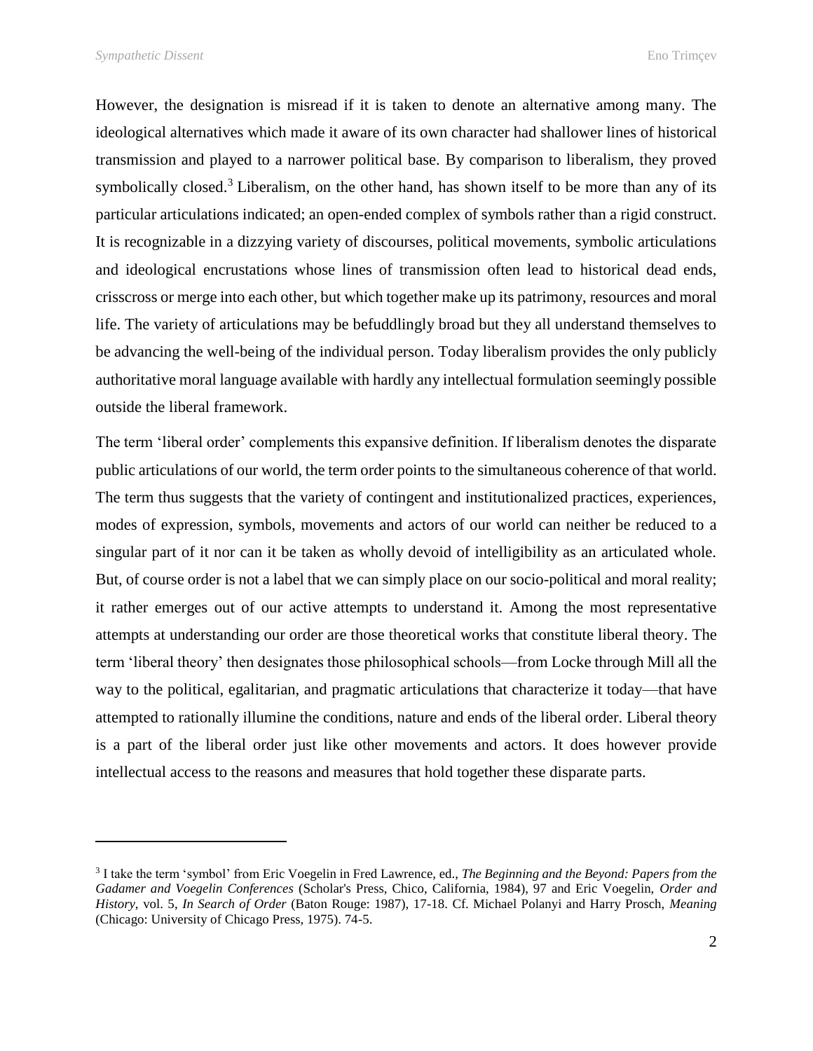However, the designation is misread if it is taken to denote an alternative among many. The ideological alternatives which made it aware of its own character had shallower lines of historical transmission and played to a narrower political base. By comparison to liberalism, they proved symbolically closed.[3] Liberalism, on the other hand, has shown itself to be more than any of its particular articulations indicated; an open-ended complex of symbols rather than a rigid construct. It is recognizable in a dizzying variety of discourses, political movements, symbolic articulations and ideological encrustations whose lines of transmission often lead to historical dead ends, crisscross or merge into each other, but which together make up its patrimony, resources and moral life. The variety of articulations may be befuddlingly broad but they all understand themselves to be advancing the well-being of the individual person. Today liberalism provides the only publicly authoritative moral language available with hardly any intellectual formulation seemingly possible outside the liberal framework.

The term 'liberal order' complements this expansive definition. If liberalism denotes the disparate public articulations of our world, the term order points to the simultaneous coherence of that world. The term thus suggests that the variety of contingent and institutionalized practices, experiences, modes of expression, symbols, movements and actors of our world can neither be reduced to a singular part of it nor can it be taken as wholly devoid of intelligibility as an articulated whole. But, of course order is not a label that we can simply place on our socio-political and moral reality; it rather emerges out of our active attempts to understand it. Among the most representative attempts at understanding our order are those theoretical works that constitute liberal theory. The term 'liberal theory' then designates those philosophical schools—from Locke through Mill all the way to the political, egalitarian, and pragmatic articulations that characterize it today—that have attempted to rationally illumine the conditions, nature and ends of the liberal order. Liberal theory is a part of the liberal order just like other movements and actors. It does however provide intellectual access to the reasons and measures that hold together these disparate parts.

---

[3] I take the term 'symbol' from Eric Voegelin in Fred Lawrence, ed., *The Beginning and the Beyond: Papers from the Gadamer and Voegelin Conferences* (Scholar's Press, Chico, California, 1984), 97 and Eric Voegelin, *Order and History*, vol. 5, *In Search of Order* (Baton Rouge: 1987), 17-18. Cf. Michael Polanyi and Harry Prosch, *Meaning* (Chicago: University of Chicago Press, 1975). 74-5.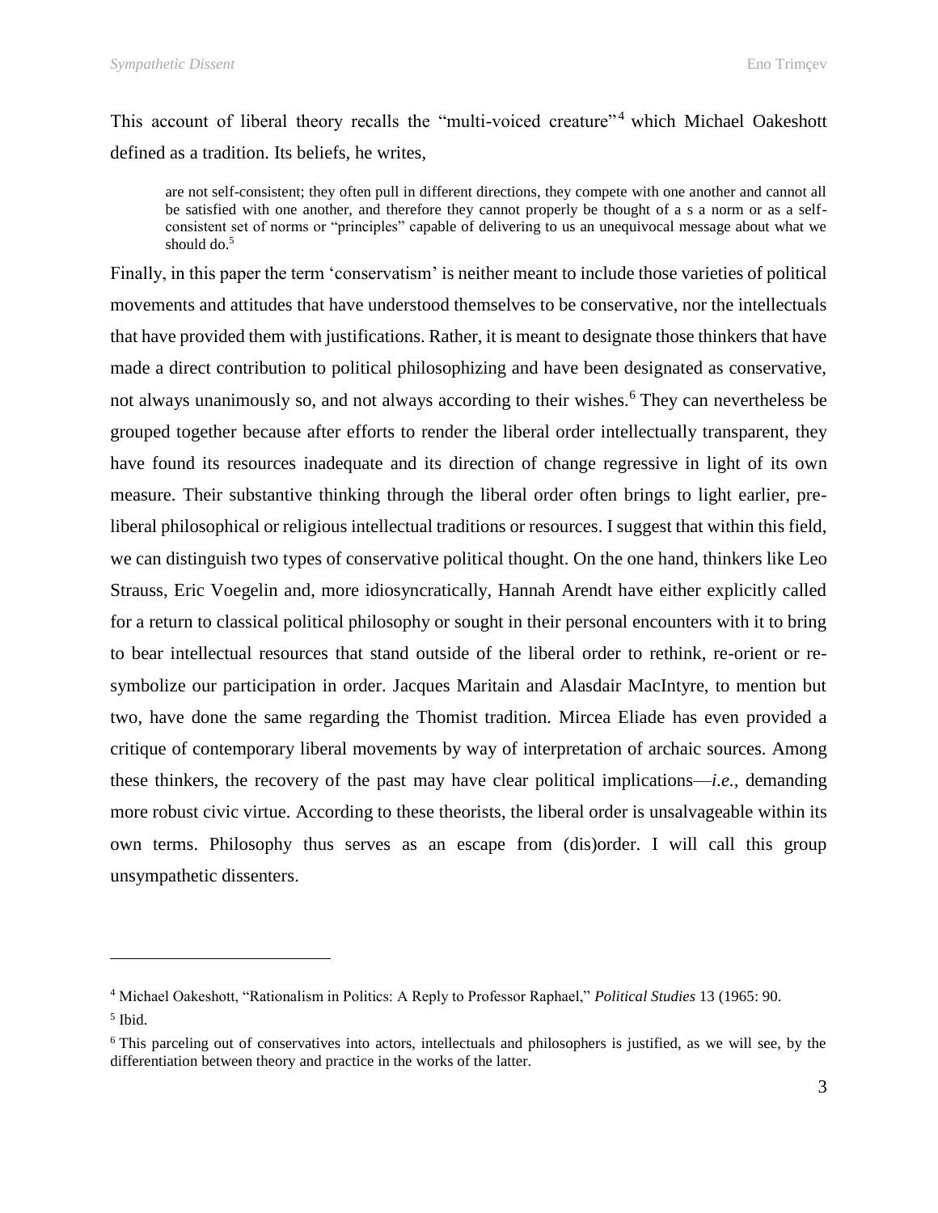This account of liberal theory recalls the "multi-voiced creature"[4] which Michael Oakeshott defined as a tradition. Its beliefs, he writes,

> are not self-consistent; they often pull in different directions, they compete with one another and cannot all be satisfied with one another, and therefore they cannot properly be thought of a s a norm or as a self-consistent set of norms or "principles" capable of delivering to us an unequivocal message about what we should do.[5]

Finally, in this paper the term 'conservatism' is neither meant to include those varieties of political movements and attitudes that have understood themselves to be conservative, nor the intellectuals that have provided them with justifications. Rather, it is meant to designate those thinkers that have made a direct contribution to political philosophizing and have been designated as conservative, not always unanimously so, and not always according to their wishes.[6] They can nevertheless be grouped together because after efforts to render the liberal order intellectually transparent, they have found its resources inadequate and its direction of change regressive in light of its own measure. Their substantive thinking through the liberal order often brings to light earlier, pre-liberal philosophical or religious intellectual traditions or resources. I suggest that within this field, we can distinguish two types of conservative political thought. On the one hand, thinkers like Leo Strauss, Eric Voegelin and, more idiosyncratically, Hannah Arendt have either explicitly called for a return to classical political philosophy or sought in their personal encounters with it to bring to bear intellectual resources that stand outside of the liberal order to rethink, re-orient or re-symbolize our participation in order. Jacques Maritain and Alasdair MacIntyre, to mention but two, have done the same regarding the Thomist tradition. Mircea Eliade has even provided a critique of contemporary liberal movements by way of interpretation of archaic sources. Among these thinkers, the recovery of the past may have clear political implications—*i.e.,* demanding more robust civic virtue. According to these theorists, the liberal order is unsalvageable within its own terms. Philosophy thus serves as an escape from (dis)order. I will call this group unsympathetic dissenters.

---

[4] Michael Oakeshott, "Rationalism in Politics: A Reply to Professor Raphael," *Political Studies* 13 (1965: 90.

[5] Ibid.

[6] This parceling out of conservatives into actors, intellectuals and philosophers is justified, as we will see, by the differentiation between theory and practice in the works of the latter.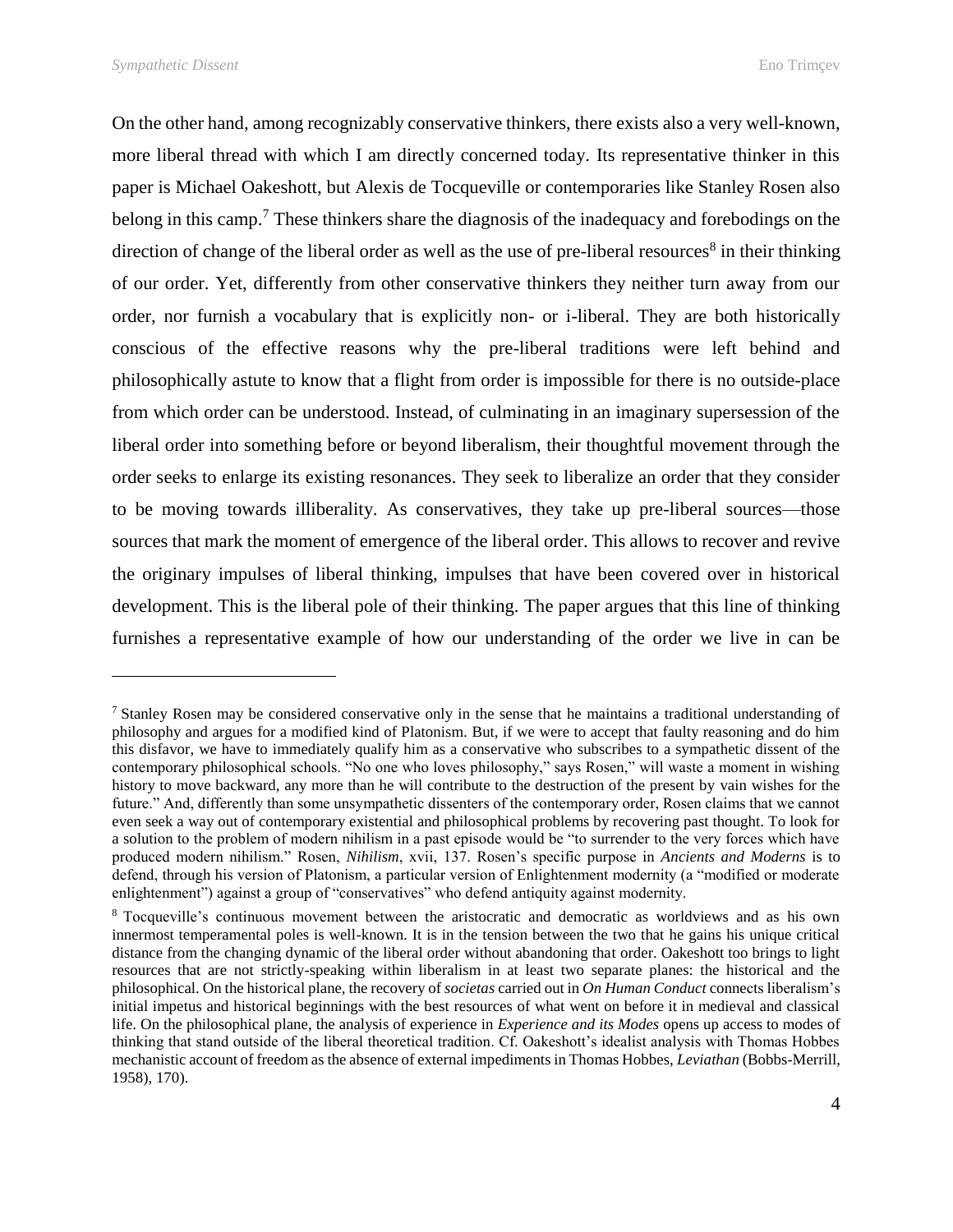On the other hand, among recognizably conservative thinkers, there exists also a very well-known, more liberal thread with which I am directly concerned today. Its representative thinker in this paper is Michael Oakeshott, but Alexis de Tocqueville or contemporaries like Stanley Rosen also belong in this camp.[7] These thinkers share the diagnosis of the inadequacy and forebodings on the direction of change of the liberal order as well as the use of pre-liberal resources[8] in their thinking of our order. Yet, differently from other conservative thinkers they neither turn away from our order, nor furnish a vocabulary that is explicitly non- or i-liberal. They are both historically conscious of the effective reasons why the pre-liberal traditions were left behind and philosophically astute to know that a flight from order is impossible for there is no outside-place from which order can be understood. Instead, of culminating in an imaginary supersession of the liberal order into something before or beyond liberalism, their thoughtful movement through the order seeks to enlarge its existing resonances. They seek to liberalize an order that they consider to be moving towards illiberality. As conservatives, they take up pre-liberal sources—those sources that mark the moment of emergence of the liberal order. This allows to recover and revive the originary impulses of liberal thinking, impulses that have been covered over in historical development. This is the liberal pole of their thinking. The paper argues that this line of thinking furnishes a representative example of how our understanding of the order we live in can be

---

[7] Stanley Rosen may be considered conservative only in the sense that he maintains a traditional understanding of philosophy and argues for a modified kind of Platonism. But, if we were to accept that faulty reasoning and do him this disfavor, we have to immediately qualify him as a conservative who subscribes to a sympathetic dissent of the contemporary philosophical schools. "No one who loves philosophy," says Rosen," will waste a moment in wishing history to move backward, any more than he will contribute to the destruction of the present by vain wishes for the future." And, differently than some unsympathetic dissenters of the contemporary order, Rosen claims that we cannot even seek a way out of contemporary existential and philosophical problems by recovering past thought. To look for a solution to the problem of modern nihilism in a past episode would be "to surrender to the very forces which have produced modern nihilism." Rosen, *Nihilism*, xvii, 137. Rosen's specific purpose in *Ancients and Moderns* is to defend, through his version of Platonism, a particular version of Enlightenment modernity (a "modified or moderate enlightenment") against a group of "conservatives" who defend antiquity against modernity.

[8] Tocqueville's continuous movement between the aristocratic and democratic as worldviews and as his own innermost temperamental poles is well-known. It is in the tension between the two that he gains his unique critical distance from the changing dynamic of the liberal order without abandoning that order. Oakeshott too brings to light resources that are not strictly-speaking within liberalism in at least two separate planes: the historical and the philosophical. On the historical plane, the recovery of *societas* carried out in *On Human Conduct* connects liberalism's initial impetus and historical beginnings with the best resources of what went on before it in medieval and classical life. On the philosophical plane, the analysis of experience in *Experience and its Modes* opens up access to modes of thinking that stand outside of the liberal theoretical tradition. Cf. Oakeshott's idealist analysis with Thomas Hobbes mechanistic account of freedom as the absence of external impediments in Thomas Hobbes, *Leviathan* (Bobbs-Merrill, 1958), 170).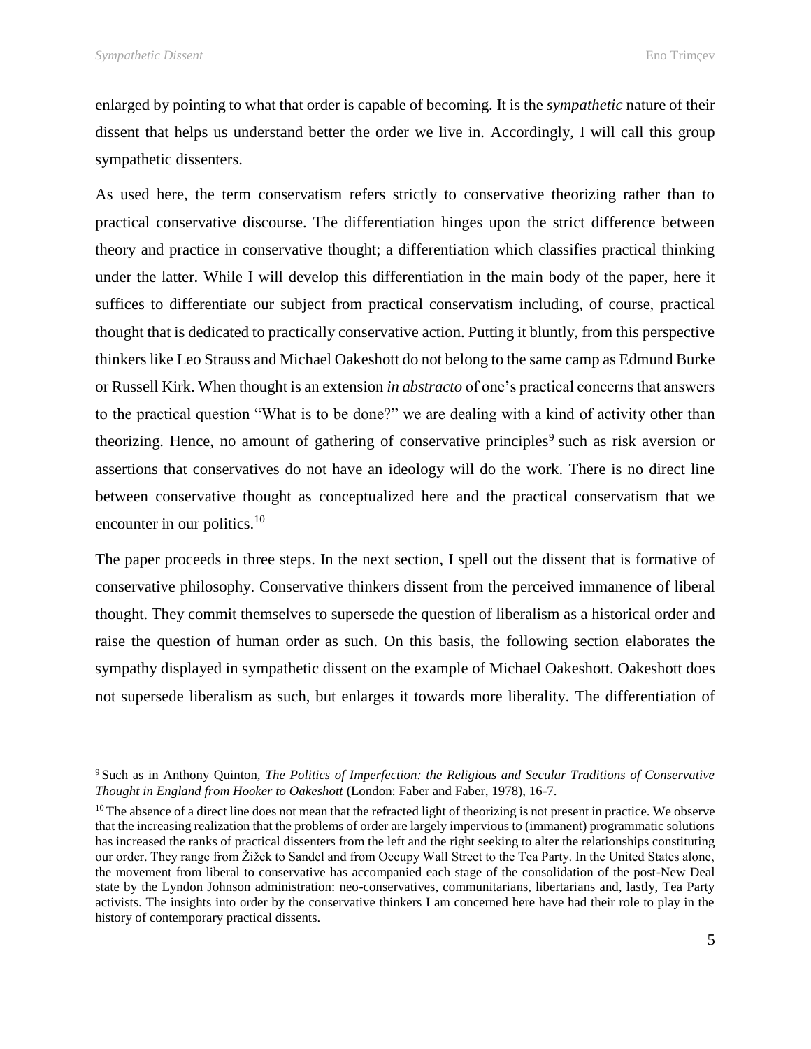enlarged by pointing to what that order is capable of becoming. It is the *sympathetic* nature of their dissent that helps us understand better the order we live in. Accordingly, I will call this group sympathetic dissenters.

As used here, the term conservatism refers strictly to conservative theorizing rather than to practical conservative discourse. The differentiation hinges upon the strict difference between theory and practice in conservative thought; a differentiation which classifies practical thinking under the latter. While I will develop this differentiation in the main body of the paper, here it suffices to differentiate our subject from practical conservatism including, of course, practical thought that is dedicated to practically conservative action. Putting it bluntly, from this perspective thinkers like Leo Strauss and Michael Oakeshott do not belong to the same camp as Edmund Burke or Russell Kirk. When thought is an extension *in abstracto* of one's practical concerns that answers to the practical question "What is to be done?" we are dealing with a kind of activity other than theorizing. Hence, no amount of gathering of conservative principles[9] such as risk aversion or assertions that conservatives do not have an ideology will do the work. There is no direct line between conservative thought as conceptualized here and the practical conservatism that we encounter in our politics.[10]

The paper proceeds in three steps. In the next section, I spell out the dissent that is formative of conservative philosophy. Conservative thinkers dissent from the perceived immanence of liberal thought. They commit themselves to supersede the question of liberalism as a historical order and raise the question of human order as such. On this basis, the following section elaborates the sympathy displayed in sympathetic dissent on the example of Michael Oakeshott. Oakeshott does not supersede liberalism as such, but enlarges it towards more liberality. The differentiation of

---

[9] Such as in Anthony Quinton, *The Politics of Imperfection: the Religious and Secular Traditions of Conservative Thought in England from Hooker to Oakeshott* (London: Faber and Faber, 1978), 16-7.

[10] The absence of a direct line does not mean that the refracted light of theorizing is not present in practice. We observe that the increasing realization that the problems of order are largely impervious to (immanent) programmatic solutions has increased the ranks of practical dissenters from the left and the right seeking to alter the relationships constituting our order. They range from Žižek to Sandel and from Occupy Wall Street to the Tea Party. In the United States alone, the movement from liberal to conservative has accompanied each stage of the consolidation of the post-New Deal state by the Lyndon Johnson administration: neo-conservatives, communitarians, libertarians and, lastly, Tea Party activists. The insights into order by the conservative thinkers I am concerned here have had their role to play in the history of contemporary practical dissents.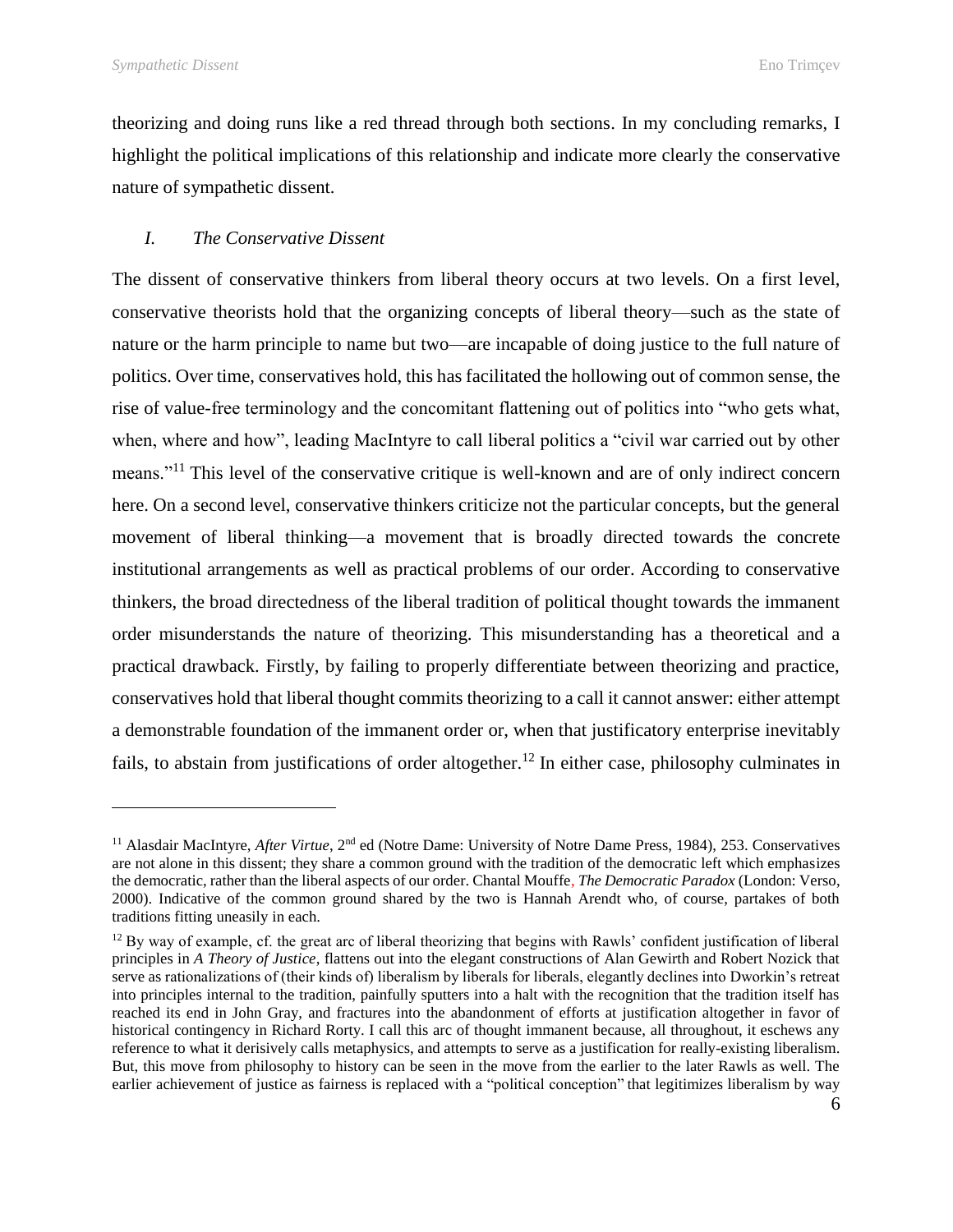theorizing and doing runs like a red thread through both sections. In my concluding remarks, I highlight the political implications of this relationship and indicate more clearly the conservative nature of sympathetic dissent.

### *I. The Conservative Dissent*

The dissent of conservative thinkers from liberal theory occurs at two levels. On a first level, conservative theorists hold that the organizing concepts of liberal theory—such as the state of nature or the harm principle to name but two—are incapable of doing justice to the full nature of politics. Over time, conservatives hold, this has facilitated the hollowing out of common sense, the rise of value-free terminology and the concomitant flattening out of politics into "who gets what, when, where and how", leading MacIntyre to call liberal politics a "civil war carried out by other means."[11] This level of the conservative critique is well-known and are of only indirect concern here. On a second level, conservative thinkers criticize not the particular concepts, but the general movement of liberal thinking—a movement that is broadly directed towards the concrete institutional arrangements as well as practical problems of our order. According to conservative thinkers, the broad directedness of the liberal tradition of political thought towards the immanent order misunderstands the nature of theorizing. This misunderstanding has a theoretical and a practical drawback. Firstly, by failing to properly differentiate between theorizing and practice, conservatives hold that liberal thought commits theorizing to a call it cannot answer: either attempt a demonstrable foundation of the immanent order or, when that justificatory enterprise inevitably fails, to abstain from justifications of order altogether.[12] In either case, philosophy culminates in

---

[11] Alasdair MacIntyre, *After Virtue*, 2nd ed (Notre Dame: University of Notre Dame Press, 1984), 253. Conservatives are not alone in this dissent; they share a common ground with the tradition of the democratic left which emphasizes the democratic, rather than the liberal aspects of our order. Chantal Mouffe, *The Democratic Paradox* (London: Verso, 2000). Indicative of the common ground shared by the two is Hannah Arendt who, of course, partakes of both traditions fitting uneasily in each.

[12] By way of example, cf. the great arc of liberal theorizing that begins with Rawls' confident justification of liberal principles in *A Theory of Justice*, flattens out into the elegant constructions of Alan Gewirth and Robert Nozick that serve as rationalizations of (their kinds of) liberalism by liberals for liberals, elegantly declines into Dworkin's retreat into principles internal to the tradition, painfully sputters into a halt with the recognition that the tradition itself has reached its end in John Gray, and fractures into the abandonment of efforts at justification altogether in favor of historical contingency in Richard Rorty. I call this arc of thought immanent because, all throughout, it eschews any reference to what it derisively calls metaphysics, and attempts to serve as a justification for really-existing liberalism. But, this move from philosophy to history can be seen in the move from the earlier to the later Rawls as well. The earlier achievement of justice as fairness is replaced with a "political conception" that legitimizes liberalism by way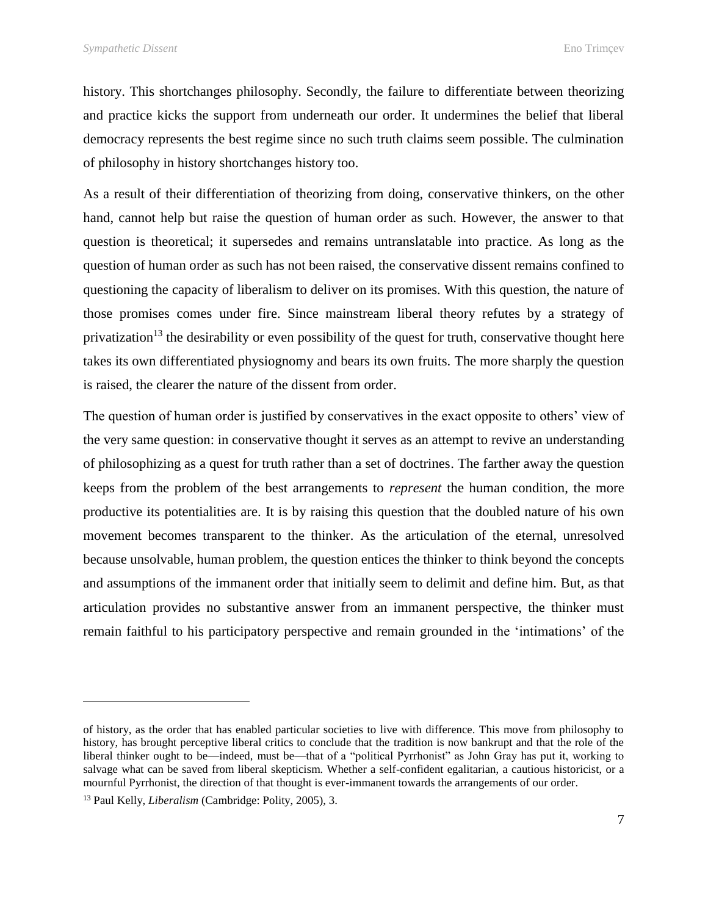history. This shortchanges philosophy. Secondly, the failure to differentiate between theorizing and practice kicks the support from underneath our order. It undermines the belief that liberal democracy represents the best regime since no such truth claims seem possible. The culmination of philosophy in history shortchanges history too.

As a result of their differentiation of theorizing from doing, conservative thinkers, on the other hand, cannot help but raise the question of human order as such. However, the answer to that question is theoretical; it supersedes and remains untranslatable into practice. As long as the question of human order as such has not been raised, the conservative dissent remains confined to questioning the capacity of liberalism to deliver on its promises. With this question, the nature of those promises comes under fire. Since mainstream liberal theory refutes by a strategy of privatization[13] the desirability or even possibility of the quest for truth, conservative thought here takes its own differentiated physiognomy and bears its own fruits. The more sharply the question is raised, the clearer the nature of the dissent from order.

The question of human order is justified by conservatives in the exact opposite to others' view of the very same question: in conservative thought it serves as an attempt to revive an understanding of philosophizing as a quest for truth rather than a set of doctrines. The farther away the question keeps from the problem of the best arrangements to *represent* the human condition, the more productive its potentialities are. It is by raising this question that the doubled nature of his own movement becomes transparent to the thinker. As the articulation of the eternal, unresolved because unsolvable, human problem, the question entices the thinker to think beyond the concepts and assumptions of the immanent order that initially seem to delimit and define him. But, as that articulation provides no substantive answer from an immanent perspective, the thinker must remain faithful to his participatory perspective and remain grounded in the 'intimations' of the

---

of history, as the order that has enabled particular societies to live with difference. This move from philosophy to history, has brought perceptive liberal critics to conclude that the tradition is now bankrupt and that the role of the liberal thinker ought to be—indeed, must be—that of a "political Pyrrhonist" as John Gray has put it, working to salvage what can be saved from liberal skepticism. Whether a self-confident egalitarian, a cautious historicist, or a mournful Pyrrhonist, the direction of that thought is ever-immanent towards the arrangements of our order.

[13] Paul Kelly, *Liberalism* (Cambridge: Polity, 2005), 3.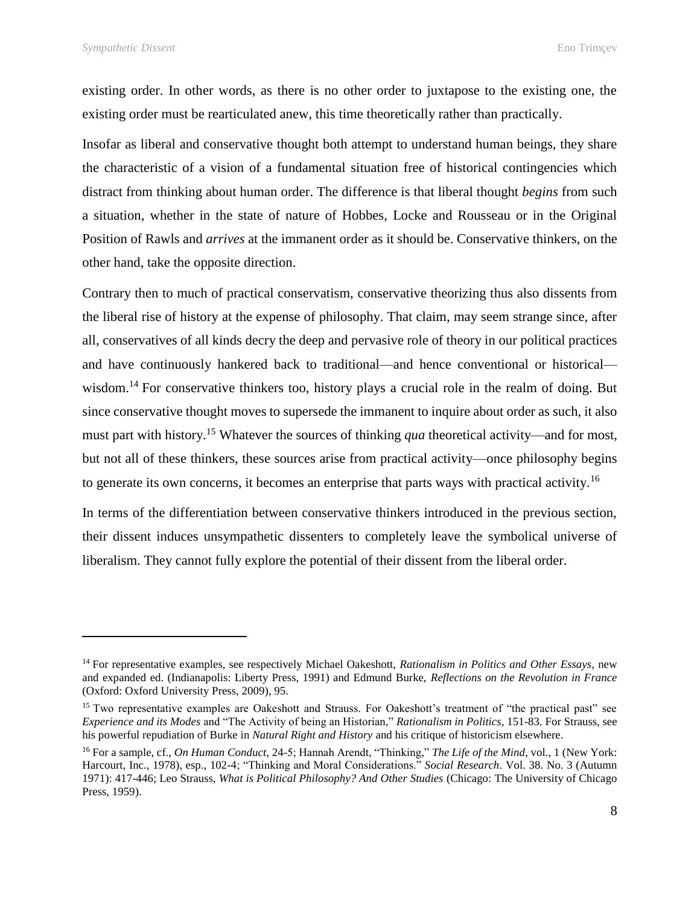existing order. In other words, as there is no other order to juxtapose to the existing one, the existing order must be rearticulated anew, this time theoretically rather than practically.

Insofar as liberal and conservative thought both attempt to understand human beings, they share the characteristic of a vision of a fundamental situation free of historical contingencies which distract from thinking about human order. The difference is that liberal thought *begins* from such a situation, whether in the state of nature of Hobbes, Locke and Rousseau or in the Original Position of Rawls and *arrives* at the immanent order as it should be. Conservative thinkers, on the other hand, take the opposite direction.

Contrary then to much of practical conservatism, conservative theorizing thus also dissents from the liberal rise of history at the expense of philosophy. That claim, may seem strange since, after all, conservatives of all kinds decry the deep and pervasive role of theory in our political practices and have continuously hankered back to traditional—and hence conventional or historical—wisdom.[14] For conservative thinkers too, history plays a crucial role in the realm of doing. But since conservative thought moves to supersede the immanent to inquire about order as such, it also must part with history.[15] Whatever the sources of thinking *qua* theoretical activity—and for most, but not all of these thinkers, these sources arise from practical activity—once philosophy begins to generate its own concerns, it becomes an enterprise that parts ways with practical activity.[16]

In terms of the differentiation between conservative thinkers introduced in the previous section, their dissent induces unsympathetic dissenters to completely leave the symbolical universe of liberalism. They cannot fully explore the potential of their dissent from the liberal order.

---

[14] For representative examples, see respectively Michael Oakeshott, *Rationalism in Politics and Other Essays*, new and expanded ed. (Indianapolis: Liberty Press, 1991) and Edmund Burke, *Reflections on the Revolution in France* (Oxford: Oxford University Press, 2009), 95.

[15] Two representative examples are Oakeshott and Strauss. For Oakeshott's treatment of "the practical past" see *Experience and its Modes* and "The Activity of being an Historian," *Rationalism in Politics*, 151-83. For Strauss, see his powerful repudiation of Burke in *Natural Right and History* and his critique of historicism elsewhere.

[16] For a sample, cf., *On Human Conduct*, 24-5; Hannah Arendt, "Thinking," *The Life of the Mind*, vol., 1 (New York: Harcourt, Inc., 1978), esp., 102-4; "Thinking and Moral Considerations." *Social Research*. Vol. 38. No. 3 (Autumn 1971): 417-446; Leo Strauss, *What is Political Philosophy? And Other Studies* (Chicago: The University of Chicago Press, 1959).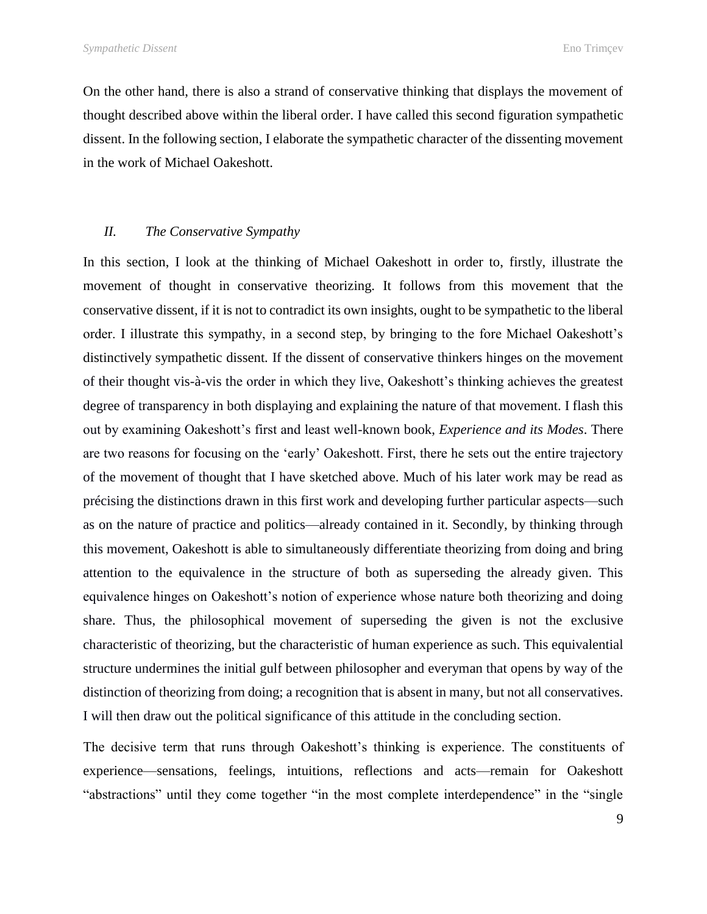On the other hand, there is also a strand of conservative thinking that displays the movement of thought described above within the liberal order. I have called this second figuration sympathetic dissent. In the following section, I elaborate the sympathetic character of the dissenting movement in the work of Michael Oakeshott.

## *II. The Conservative Sympathy*

In this section, I look at the thinking of Michael Oakeshott in order to, firstly, illustrate the movement of thought in conservative theorizing. It follows from this movement that the conservative dissent, if it is not to contradict its own insights, ought to be sympathetic to the liberal order. I illustrate this sympathy, in a second step, by bringing to the fore Michael Oakeshott's distinctively sympathetic dissent. If the dissent of conservative thinkers hinges on the movement of their thought vis-à-vis the order in which they live, Oakeshott's thinking achieves the greatest degree of transparency in both displaying and explaining the nature of that movement. I flash this out by examining Oakeshott's first and least well-known book, *Experience and its Modes*. There are two reasons for focusing on the 'early' Oakeshott. First, there he sets out the entire trajectory of the movement of thought that I have sketched above. Much of his later work may be read as précising the distinctions drawn in this first work and developing further particular aspects—such as on the nature of practice and politics—already contained in it. Secondly, by thinking through this movement, Oakeshott is able to simultaneously differentiate theorizing from doing and bring attention to the equivalence in the structure of both as superseding the already given. This equivalence hinges on Oakeshott's notion of experience whose nature both theorizing and doing share. Thus, the philosophical movement of superseding the given is not the exclusive characteristic of theorizing, but the characteristic of human experience as such. This equivalential structure undermines the initial gulf between philosopher and everyman that opens by way of the distinction of theorizing from doing; a recognition that is absent in many, but not all conservatives. I will then draw out the political significance of this attitude in the concluding section.

The decisive term that runs through Oakeshott's thinking is experience. The constituents of experience—sensations, feelings, intuitions, reflections and acts—remain for Oakeshott "abstractions" until they come together "in the most complete interdependence" in the "single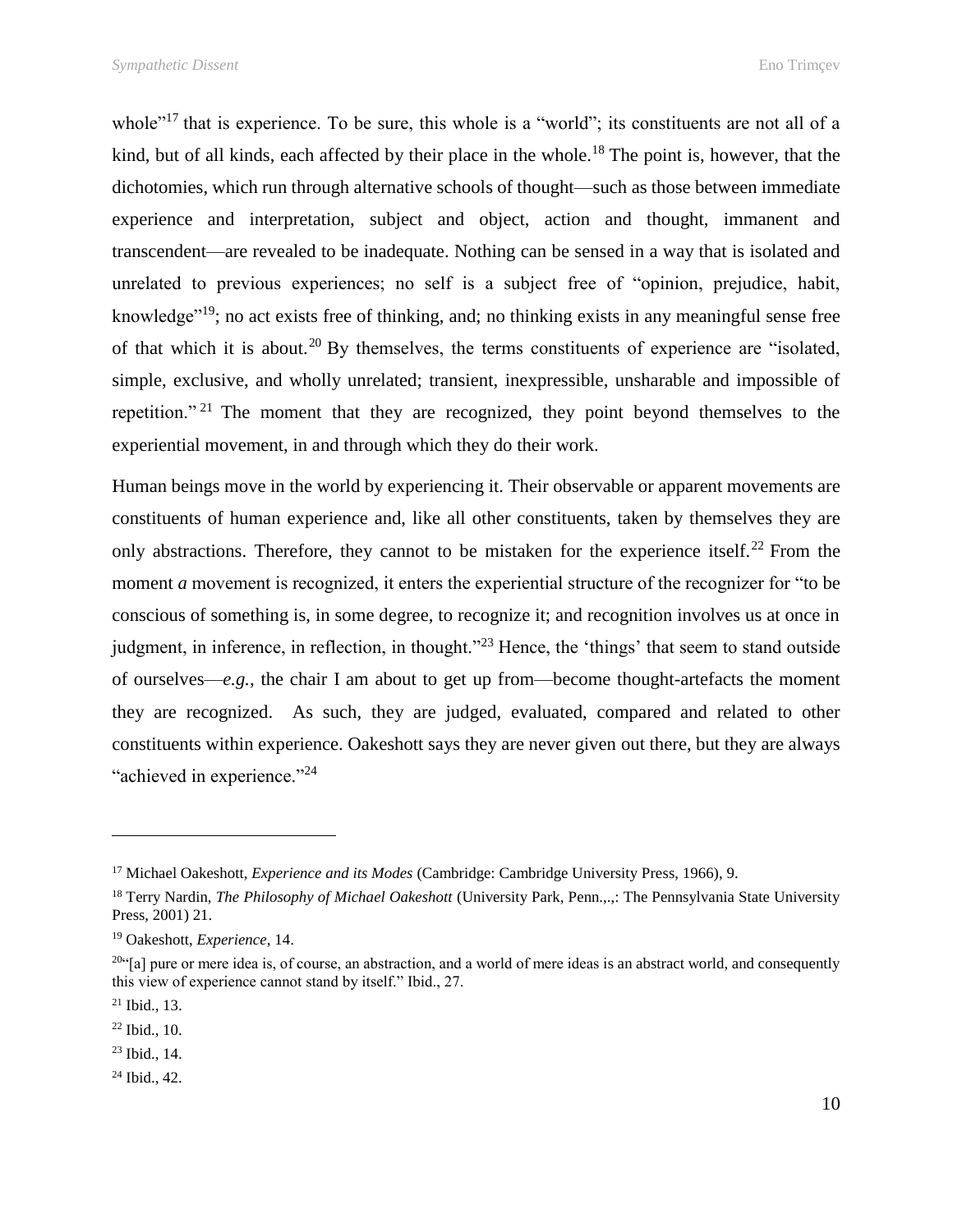whole"[17] that is experience. To be sure, this whole is a "world"; its constituents are not all of a kind, but of all kinds, each affected by their place in the whole.[18] The point is, however, that the dichotomies, which run through alternative schools of thought—such as those between immediate experience and interpretation, subject and object, action and thought, immanent and transcendent—are revealed to be inadequate. Nothing can be sensed in a way that is isolated and unrelated to previous experiences; no self is a subject free of "opinion, prejudice, habit, knowledge"[19]; no act exists free of thinking, and; no thinking exists in any meaningful sense free of that which it is about.[20] By themselves, the terms constituents of experience are "isolated, simple, exclusive, and wholly unrelated; transient, inexpressible, unsharable and impossible of repetition."[21] The moment that they are recognized, they point beyond themselves to the experiential movement, in and through which they do their work.

Human beings move in the world by experiencing it. Their observable or apparent movements are constituents of human experience and, like all other constituents, taken by themselves they are only abstractions. Therefore, they cannot to be mistaken for the experience itself.[22] From the moment *a* movement is recognized, it enters the experiential structure of the recognizer for "to be conscious of something is, in some degree, to recognize it; and recognition involves us at once in judgment, in inference, in reflection, in thought."[23] Hence, the 'things' that seem to stand outside of ourselves—*e.g.*, the chair I am about to get up from—become thought-artefacts the moment they are recognized. As such, they are judged, evaluated, compared and related to other constituents within experience. Oakeshott says they are never given out there, but they are always "achieved in experience."[24]

---

[17] Michael Oakeshott, *Experience and its Modes* (Cambridge: Cambridge University Press, 1966), 9.

[18] Terry Nardin, *The Philosophy of Michael Oakeshott* (University Park, Penn.,.,: The Pennsylvania State University Press, 2001) 21.

[19] Oakeshott, *Experience*, 14.

[20] "[a] pure or mere idea is, of course, an abstraction, and a world of mere ideas is an abstract world, and consequently this view of experience cannot stand by itself." Ibid., 27.

[21] Ibid., 13.

[22] Ibid., 10.

[23] Ibid., 14.

[24] Ibid., 42.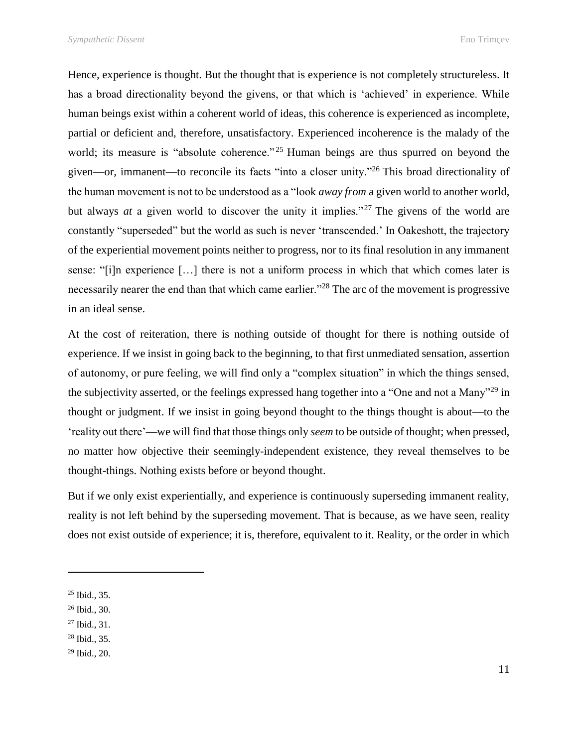Hence, experience is thought. But the thought that is experience is not completely structureless. It has a broad directionality beyond the givens, or that which is 'achieved' in experience. While human beings exist within a coherent world of ideas, this coherence is experienced as incomplete, partial or deficient and, therefore, unsatisfactory. Experienced incoherence is the malady of the world; its measure is "absolute coherence."[25] Human beings are thus spurred on beyond the given—or, immanent—to reconcile its facts "into a closer unity."[26] This broad directionality of the human movement is not to be understood as a "look *away from* a given world to another world, but always *at* a given world to discover the unity it implies."[27] The givens of the world are constantly "superseded" but the world as such is never 'transcended.' In Oakeshott, the trajectory of the experiential movement points neither to progress, nor to its final resolution in any immanent sense: "[i]n experience […] there is not a uniform process in which that which comes later is necessarily nearer the end than that which came earlier."[28] The arc of the movement is progressive in an ideal sense.

At the cost of reiteration, there is nothing outside of thought for there is nothing outside of experience. If we insist in going back to the beginning, to that first unmediated sensation, assertion of autonomy, or pure feeling, we will find only a "complex situation" in which the things sensed, the subjectivity asserted, or the feelings expressed hang together into a "One and not a Many"[29] in thought or judgment. If we insist in going beyond thought to the things thought is about—to the 'reality out there'—we will find that those things only *seem* to be outside of thought; when pressed, no matter how objective their seemingly-independent existence, they reveal themselves to be thought-things. Nothing exists before or beyond thought.

But if we only exist experientially, and experience is continuously superseding immanent reality, reality is not left behind by the superseding movement. That is because, as we have seen, reality does not exist outside of experience; it is, therefore, equivalent to it. Reality, or the order in which

---

[25] Ibid., 35.

[26] Ibid., 30.

[27] Ibid., 31.

[28] Ibid., 35.

[29] Ibid., 20.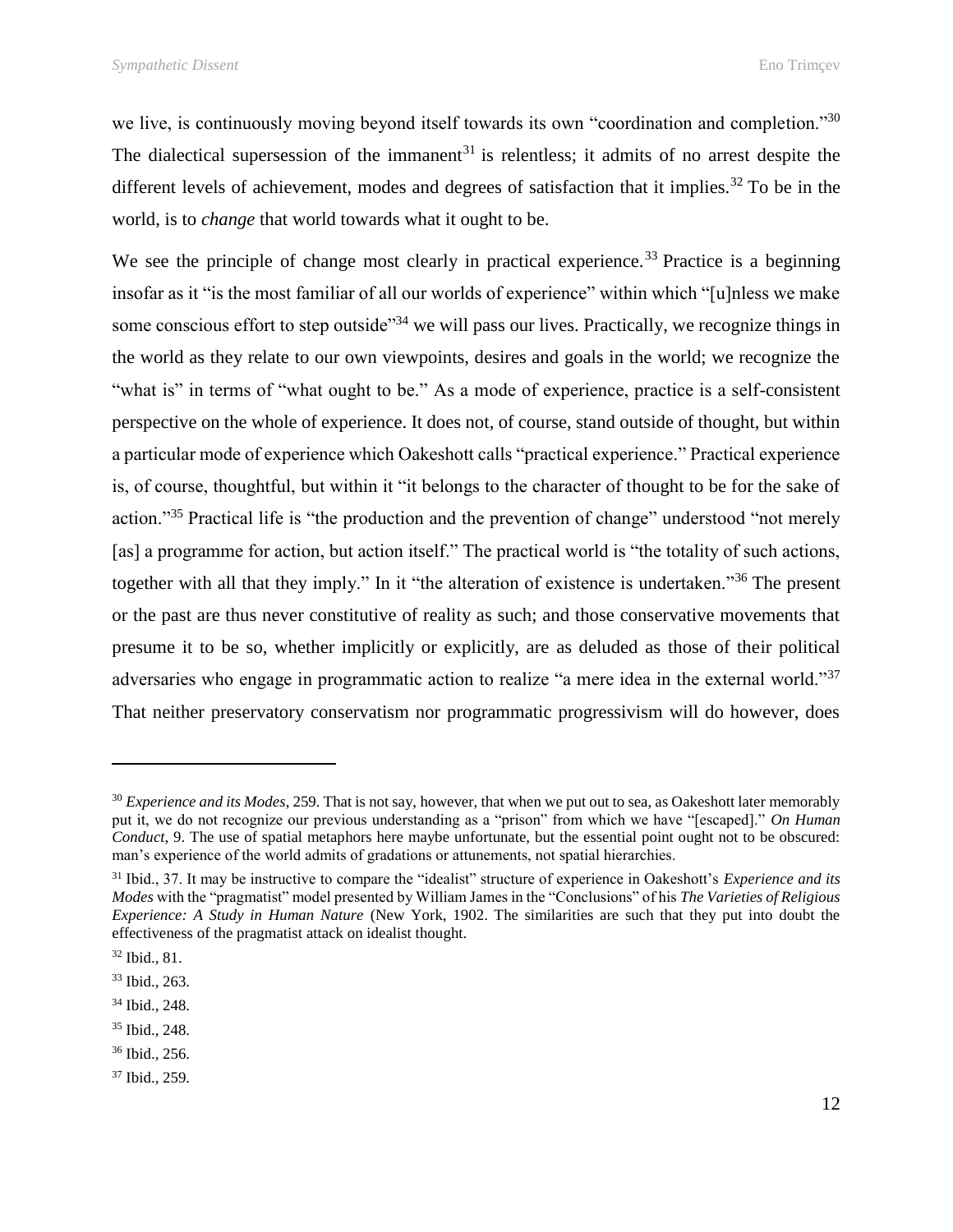we live, is continuously moving beyond itself towards its own "coordination and completion."[30] The dialectical supersession of the immanent[31] is relentless; it admits of no arrest despite the different levels of achievement, modes and degrees of satisfaction that it implies.[32] To be in the world, is to *change* that world towards what it ought to be.

We see the principle of change most clearly in practical experience.[33] Practice is a beginning insofar as it "is the most familiar of all our worlds of experience" within which "[u]nless we make some conscious effort to step outside"[34] we will pass our lives. Practically, we recognize things in the world as they relate to our own viewpoints, desires and goals in the world; we recognize the "what is" in terms of "what ought to be." As a mode of experience, practice is a self-consistent perspective on the whole of experience. It does not, of course, stand outside of thought, but within a particular mode of experience which Oakeshott calls "practical experience." Practical experience is, of course, thoughtful, but within it "it belongs to the character of thought to be for the sake of action."[35] Practical life is "the production and the prevention of change" understood "not merely [as] a programme for action, but action itself." The practical world is "the totality of such actions, together with all that they imply." In it "the alteration of existence is undertaken."[36] The present or the past are thus never constitutive of reality as such; and those conservative movements that presume it to be so, whether implicitly or explicitly, are as deluded as those of their political adversaries who engage in programmatic action to realize "a mere idea in the external world."[37] That neither preservatory conservatism nor programmatic progressivism will do however, does

---

[30] *Experience and its Modes*, 259. That is not say, however, that when we put out to sea, as Oakeshott later memorably put it, we do not recognize our previous understanding as a "prison" from which we have "[escaped]." *On Human Conduct*, 9. The use of spatial metaphors here maybe unfortunate, but the essential point ought not to be obscured: man's experience of the world admits of gradations or attunements, not spatial hierarchies.

[31] Ibid., 37. It may be instructive to compare the "idealist" structure of experience in Oakeshott's *Experience and its Modes* with the "pragmatist" model presented by William James in the "Conclusions" of his *The Varieties of Religious Experience: A Study in Human Nature* (New York, 1902. The similarities are such that they put into doubt the effectiveness of the pragmatist attack on idealist thought.

[32] Ibid., 81.

[33] Ibid., 263.

[34] Ibid., 248.

[35] Ibid., 248.

[36] Ibid., 256.

[37] Ibid., 259.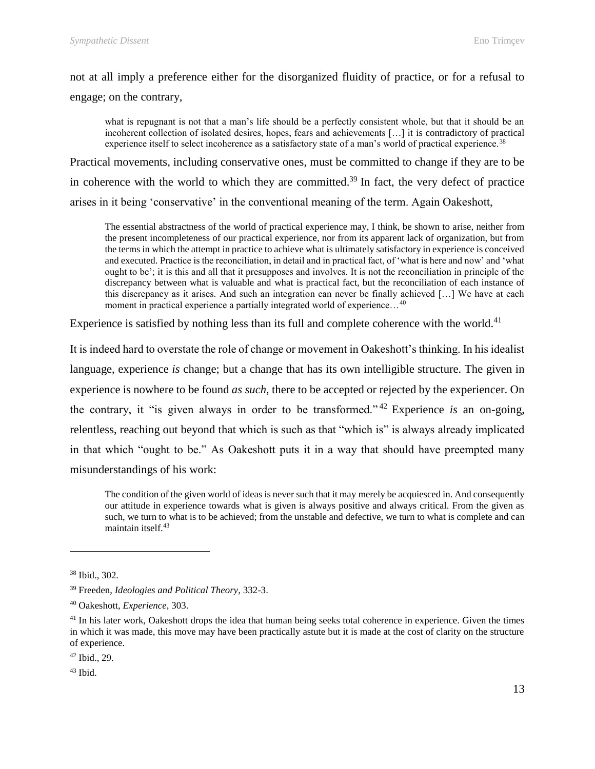not at all imply a preference either for the disorganized fluidity of practice, or for a refusal to engage; on the contrary,

> what is repugnant is not that a man's life should be a perfectly consistent whole, but that it should be an incoherent collection of isolated desires, hopes, fears and achievements […] it is contradictory of practical experience itself to select incoherence as a satisfactory state of a man's world of practical experience.[38]

Practical movements, including conservative ones, must be committed to change if they are to be in coherence with the world to which they are committed.[39] In fact, the very defect of practice arises in it being 'conservative' in the conventional meaning of the term. Again Oakeshott,

> The essential abstractness of the world of practical experience may, I think, be shown to arise, neither from the present incompleteness of our practical experience, nor from its apparent lack of organization, but from the terms in which the attempt in practice to achieve what is ultimately satisfactory in experience is conceived and executed. Practice is the reconciliation, in detail and in practical fact, of 'what is here and now' and 'what ought to be'; it is this and all that it presupposes and involves. It is not the reconciliation in principle of the discrepancy between what is valuable and what is practical fact, but the reconciliation of each instance of this discrepancy as it arises. And such an integration can never be finally achieved […] We have at each moment in practical experience a partially integrated world of experience…[40]

Experience is satisfied by nothing less than its full and complete coherence with the world.[41]

It is indeed hard to overstate the role of change or movement in Oakeshott's thinking. In his idealist language, experience *is* change; but a change that has its own intelligible structure. The given in experience is nowhere to be found *as such*, there to be accepted or rejected by the experiencer. On the contrary, it "is given always in order to be transformed."[42] Experience *is* an on-going, relentless, reaching out beyond that which is such as that "which is" is always already implicated in that which "ought to be." As Oakeshott puts it in a way that should have preempted many misunderstandings of his work:

> The condition of the given world of ideas is never such that it may merely be acquiesced in. And consequently our attitude in experience towards what is given is always positive and always critical. From the given as such, we turn to what is to be achieved; from the unstable and defective, we turn to what is complete and can maintain itself.[43]

---

[38] Ibid., 302.

[39] Freeden, *Ideologies and Political Theory*, 332-3.

[40] Oakeshott, *Experience*, 303.

[41] In his later work, Oakeshott drops the idea that human being seeks total coherence in experience. Given the times in which it was made, this move may have been practically astute but it is made at the cost of clarity on the structure of experience.

[42] Ibid., 29.

[43] Ibid.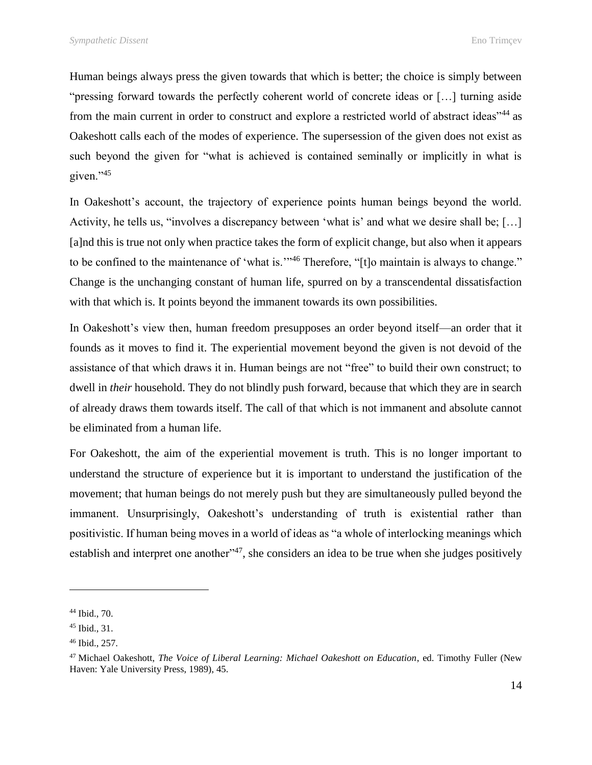Human beings always press the given towards that which is better; the choice is simply between "pressing forward towards the perfectly coherent world of concrete ideas or […] turning aside from the main current in order to construct and explore a restricted world of abstract ideas"[44] as Oakeshott calls each of the modes of experience. The supersession of the given does not exist as such beyond the given for "what is achieved is contained seminally or implicitly in what is given."[45]

In Oakeshott's account, the trajectory of experience points human beings beyond the world. Activity, he tells us, "involves a discrepancy between 'what is' and what we desire shall be; […] [a]nd this is true not only when practice takes the form of explicit change, but also when it appears to be confined to the maintenance of 'what is.'"[46] Therefore, "[t]o maintain is always to change." Change is the unchanging constant of human life, spurred on by a transcendental dissatisfaction with that which is. It points beyond the immanent towards its own possibilities.

In Oakeshott's view then, human freedom presupposes an order beyond itself—an order that it founds as it moves to find it. The experiential movement beyond the given is not devoid of the assistance of that which draws it in. Human beings are not "free" to build their own construct; to dwell in *their* household. They do not blindly push forward, because that which they are in search of already draws them towards itself. The call of that which is not immanent and absolute cannot be eliminated from a human life.

For Oakeshott, the aim of the experiential movement is truth. This is no longer important to understand the structure of experience but it is important to understand the justification of the movement; that human beings do not merely push but they are simultaneously pulled beyond the immanent. Unsurprisingly, Oakeshott's understanding of truth is existential rather than positivistic. If human being moves in a world of ideas as "a whole of interlocking meanings which establish and interpret one another"[47], she considers an idea to be true when she judges positively

---

[44] Ibid., 70.

[45] Ibid., 31.

[46] Ibid., 257.

[47] Michael Oakeshott, *The Voice of Liberal Learning: Michael Oakeshott on Education*, ed. Timothy Fuller (New Haven: Yale University Press, 1989), 45.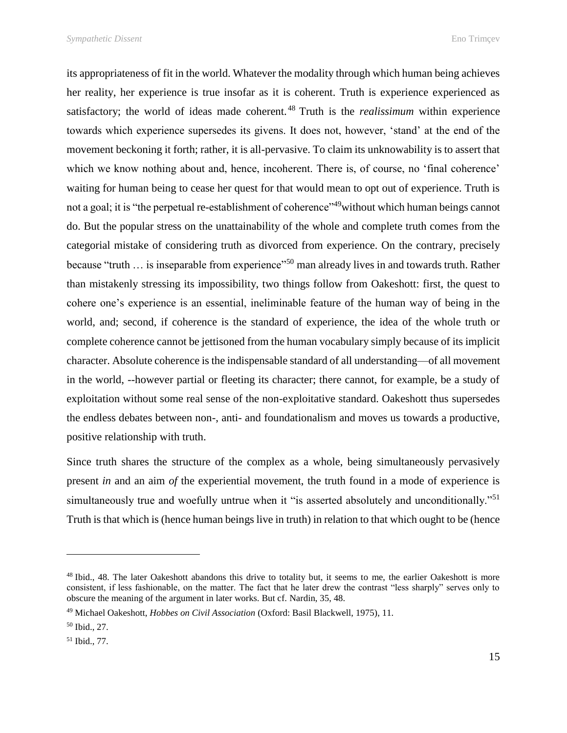its appropriateness of fit in the world. Whatever the modality through which human being achieves her reality, her experience is true insofar as it is coherent. Truth is experience experienced as satisfactory; the world of ideas made coherent.[48] Truth is the *realissimum* within experience towards which experience supersedes its givens. It does not, however, 'stand' at the end of the movement beckoning it forth; rather, it is all-pervasive. To claim its unknowability is to assert that which we know nothing about and, hence, incoherent. There is, of course, no 'final coherence' waiting for human being to cease her quest for that would mean to opt out of experience. Truth is not a goal; it is "the perpetual re-establishment of coherence"[49]without which human beings cannot do. But the popular stress on the unattainability of the whole and complete truth comes from the categorial mistake of considering truth as divorced from experience. On the contrary, precisely because "truth … is inseparable from experience"[50] man already lives in and towards truth. Rather than mistakenly stressing its impossibility, two things follow from Oakeshott: first, the quest to cohere one's experience is an essential, ineliminable feature of the human way of being in the world, and; second, if coherence is the standard of experience, the idea of the whole truth or complete coherence cannot be jettisoned from the human vocabulary simply because of its implicit character. Absolute coherence is the indispensable standard of all understanding—of all movement in the world, --however partial or fleeting its character; there cannot, for example, be a study of exploitation without some real sense of the non-exploitative standard. Oakeshott thus supersedes the endless debates between non-, anti- and foundationalism and moves us towards a productive, positive relationship with truth.

Since truth shares the structure of the complex as a whole, being simultaneously pervasively present *in* and an aim *of* the experiential movement, the truth found in a mode of experience is simultaneously true and woefully untrue when it "is asserted absolutely and unconditionally."[51] Truth is that which is (hence human beings live in truth) in relation to that which ought to be (hence

---

[48] Ibid., 48. The later Oakeshott abandons this drive to totality but, it seems to me, the earlier Oakeshott is more consistent, if less fashionable, on the matter. The fact that he later drew the contrast "less sharply" serves only to obscure the meaning of the argument in later works. But cf. Nardin, 35, 48.

[49] Michael Oakeshott, *Hobbes on Civil Association* (Oxford: Basil Blackwell, 1975), 11.

[50] Ibid., 27.

[51] Ibid., 77.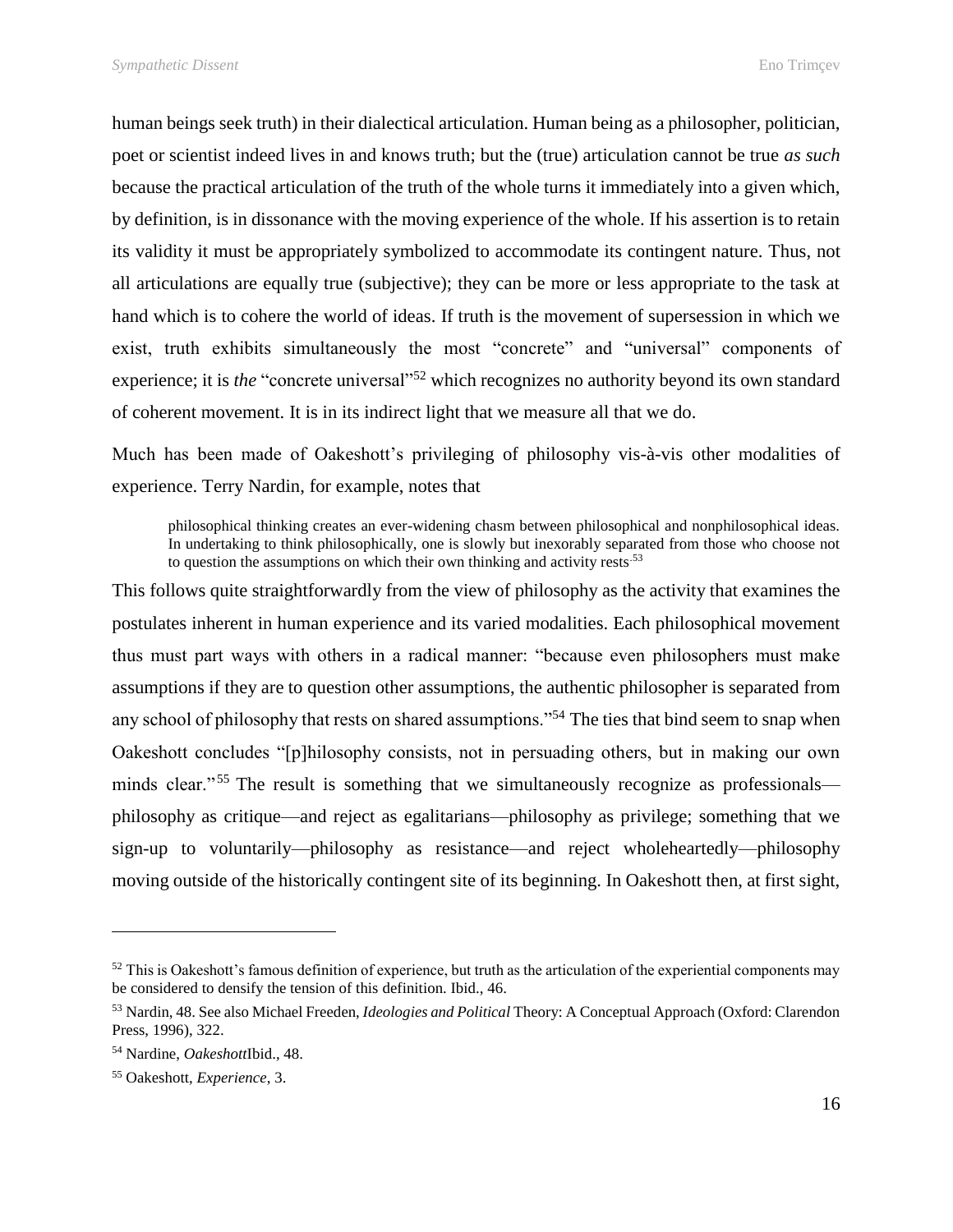human beings seek truth) in their dialectical articulation. Human being as a philosopher, politician, poet or scientist indeed lives in and knows truth; but the (true) articulation cannot be true *as such* because the practical articulation of the truth of the whole turns it immediately into a given which, by definition, is in dissonance with the moving experience of the whole. If his assertion is to retain its validity it must be appropriately symbolized to accommodate its contingent nature. Thus, not all articulations are equally true (subjective); they can be more or less appropriate to the task at hand which is to cohere the world of ideas. If truth is the movement of supersession in which we exist, truth exhibits simultaneously the most "concrete" and "universal" components of experience; it is *the* "concrete universal"[52] which recognizes no authority beyond its own standard of coherent movement. It is in its indirect light that we measure all that we do.

Much has been made of Oakeshott's privileging of philosophy vis-à-vis other modalities of experience. Terry Nardin, for example, notes that

> philosophical thinking creates an ever-widening chasm between philosophical and nonphilosophical ideas. In undertaking to think philosophically, one is slowly but inexorably separated from those who choose not to question the assumptions on which their own thinking and activity rests.[53]

This follows quite straightforwardly from the view of philosophy as the activity that examines the postulates inherent in human experience and its varied modalities. Each philosophical movement thus must part ways with others in a radical manner: "because even philosophers must make assumptions if they are to question other assumptions, the authentic philosopher is separated from any school of philosophy that rests on shared assumptions."[54] The ties that bind seem to snap when Oakeshott concludes "[p]hilosophy consists, not in persuading others, but in making our own minds clear."[55] The result is something that we simultaneously recognize as professionals—philosophy as critique—and reject as egalitarians—philosophy as privilege; something that we sign-up to voluntarily—philosophy as resistance—and reject wholeheartedly—philosophy moving outside of the historically contingent site of its beginning. In Oakeshott then, at first sight,

---

[52] This is Oakeshott's famous definition of experience, but truth as the articulation of the experiential components may be considered to densify the tension of this definition. Ibid., 46.

[53] Nardin, 48. See also Michael Freeden, *Ideologies and Political* Theory: A Conceptual Approach (Oxford: Clarendon Press, 1996), 322.

[54] Nardine, *Oakeshott*Ibid., 48.

[55] Oakeshott, *Experience*, 3.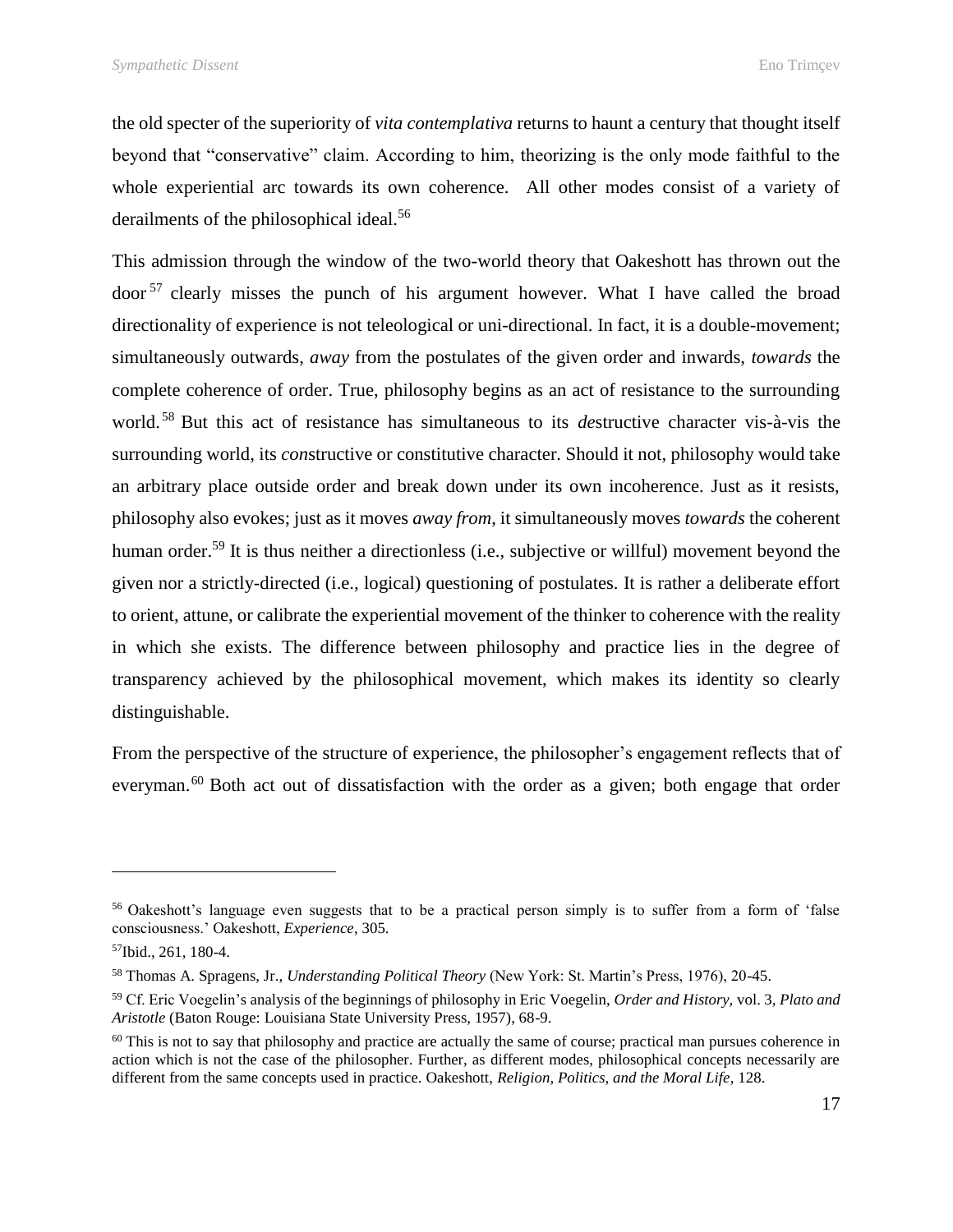the old specter of the superiority of *vita contemplativa* returns to haunt a century that thought itself beyond that "conservative" claim. According to him, theorizing is the only mode faithful to the whole experiential arc towards its own coherence. All other modes consist of a variety of derailments of the philosophical ideal.[56]

This admission through the window of the two-world theory that Oakeshott has thrown out the door[57] clearly misses the punch of his argument however. What I have called the broad directionality of experience is not teleological or uni-directional. In fact, it is a double-movement; simultaneously outwards, *away* from the postulates of the given order and inwards, *towards* the complete coherence of order. True, philosophy begins as an act of resistance to the surrounding world.[58] But this act of resistance has simultaneous to its *de*structive character vis-à-vis the surrounding world, its *con*structive or constitutive character. Should it not, philosophy would take an arbitrary place outside order and break down under its own incoherence. Just as it resists, philosophy also evokes; just as it moves *away from*, it simultaneously moves *towards* the coherent human order.[59] It is thus neither a directionless (i.e., subjective or willful) movement beyond the given nor a strictly-directed (i.e., logical) questioning of postulates. It is rather a deliberate effort to orient, attune, or calibrate the experiential movement of the thinker to coherence with the reality in which she exists. The difference between philosophy and practice lies in the degree of transparency achieved by the philosophical movement, which makes its identity so clearly distinguishable.

From the perspective of the structure of experience, the philosopher's engagement reflects that of everyman.[60] Both act out of dissatisfaction with the order as a given; both engage that order

---

[56] Oakeshott's language even suggests that to be a practical person simply is to suffer from a form of 'false consciousness.' Oakeshott, *Experience*, 305.

[57] Ibid., 261, 180-4.

[58] Thomas A. Spragens, Jr., *Understanding Political Theory* (New York: St. Martin's Press, 1976), 20-45.

[59] Cf. Eric Voegelin's analysis of the beginnings of philosophy in Eric Voegelin, *Order and History,* vol. 3, *Plato and Aristotle* (Baton Rouge: Louisiana State University Press, 1957), 68-9.

[60] This is not to say that philosophy and practice are actually the same of course; practical man pursues coherence in action which is not the case of the philosopher. Further, as different modes, philosophical concepts necessarily are different from the same concepts used in practice. Oakeshott, *Religion, Politics, and the Moral Life,* 128.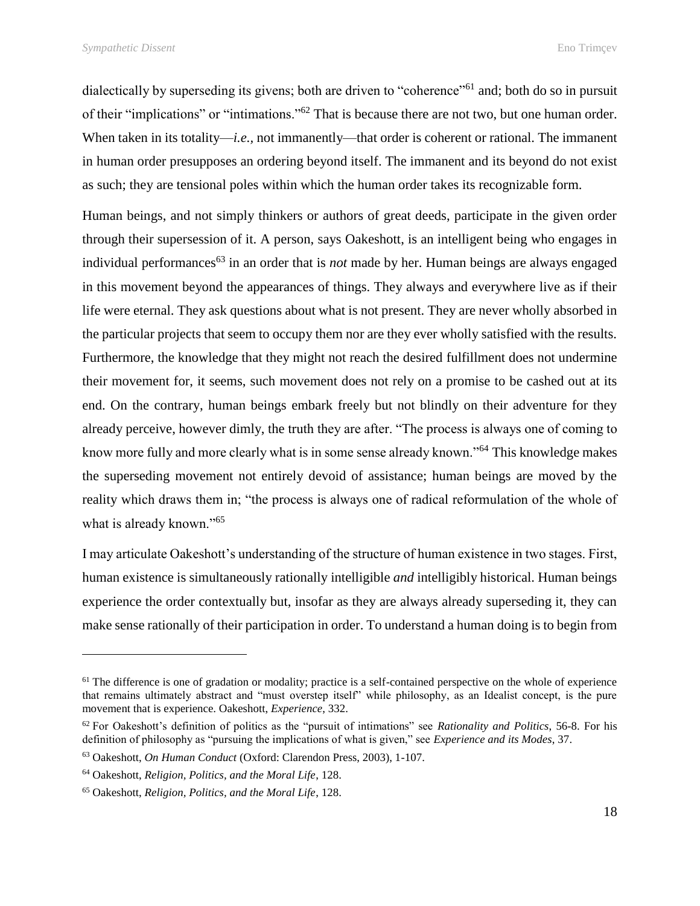dialectically by superseding its givens; both are driven to "coherence"[61] and; both do so in pursuit of their "implications" or "intimations."[62] That is because there are not two, but one human order. When taken in its totality—*i.e.*, not immanently—that order is coherent or rational. The immanent in human order presupposes an ordering beyond itself. The immanent and its beyond do not exist as such; they are tensional poles within which the human order takes its recognizable form.

Human beings, and not simply thinkers or authors of great deeds, participate in the given order through their supersession of it. A person, says Oakeshott, is an intelligent being who engages in individual performances[63] in an order that is *not* made by her. Human beings are always engaged in this movement beyond the appearances of things. They always and everywhere live as if their life were eternal. They ask questions about what is not present. They are never wholly absorbed in the particular projects that seem to occupy them nor are they ever wholly satisfied with the results. Furthermore, the knowledge that they might not reach the desired fulfillment does not undermine their movement for, it seems, such movement does not rely on a promise to be cashed out at its end. On the contrary, human beings embark freely but not blindly on their adventure for they already perceive, however dimly, the truth they are after. "The process is always one of coming to know more fully and more clearly what is in some sense already known."[64] This knowledge makes the superseding movement not entirely devoid of assistance; human beings are moved by the reality which draws them in; "the process is always one of radical reformulation of the whole of what is already known."[65]

I may articulate Oakeshott's understanding of the structure of human existence in two stages. First, human existence is simultaneously rationally intelligible *and* intelligibly historical. Human beings experience the order contextually but, insofar as they are always already superseding it, they can make sense rationally of their participation in order. To understand a human doing is to begin from

---

[61] The difference is one of gradation or modality; practice is a self-contained perspective on the whole of experience that remains ultimately abstract and "must overstep itself" while philosophy, as an Idealist concept, is the pure movement that is experience. Oakeshott, *Experience*, 332.

[62] For Oakeshott's definition of politics as the "pursuit of intimations" see *Rationality and Politics*, 56-8. For his definition of philosophy as "pursuing the implications of what is given," see *Experience and its Modes*, 37.

[63] Oakeshott, *On Human Conduct* (Oxford: Clarendon Press, 2003), 1-107.

[64] Oakeshott, *Religion, Politics, and the Moral Life*, 128.

[65] Oakeshott, *Religion, Politics, and the Moral Life*, 128.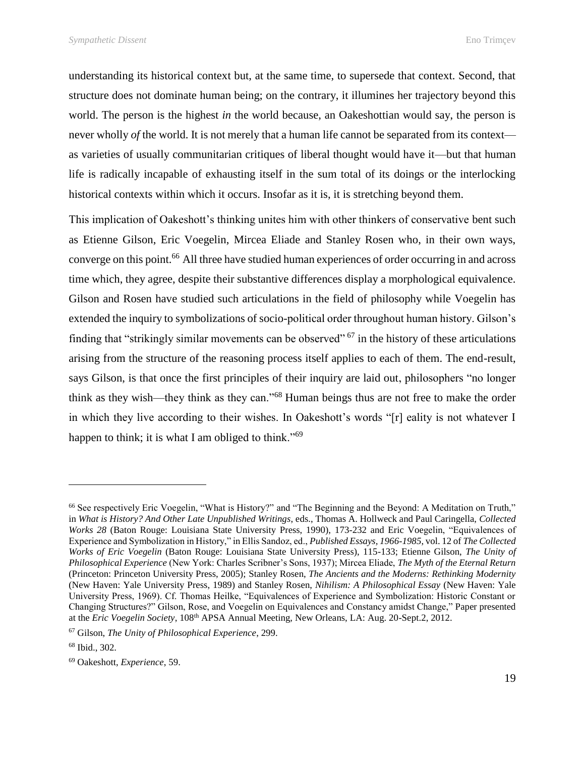understanding its historical context but, at the same time, to supersede that context. Second, that structure does not dominate human being; on the contrary, it illumines her trajectory beyond this world. The person is the highest *in* the world because, an Oakeshottian would say, the person is never wholly *of* the world. It is not merely that a human life cannot be separated from its context—as varieties of usually communitarian critiques of liberal thought would have it—but that human life is radically incapable of exhausting itself in the sum total of its doings or the interlocking historical contexts within which it occurs. Insofar as it is, it is stretching beyond them.

This implication of Oakeshott's thinking unites him with other thinkers of conservative bent such as Etienne Gilson, Eric Voegelin, Mircea Eliade and Stanley Rosen who, in their own ways, converge on this point.[66] All three have studied human experiences of order occurring in and across time which, they agree, despite their substantive differences display a morphological equivalence. Gilson and Rosen have studied such articulations in the field of philosophy while Voegelin has extended the inquiry to symbolizations of socio-political order throughout human history. Gilson's finding that "strikingly similar movements can be observed" [67] in the history of these articulations arising from the structure of the reasoning process itself applies to each of them. The end-result, says Gilson, is that once the first principles of their inquiry are laid out, philosophers "no longer think as they wish—they think as they can."[68] Human beings thus are not free to make the order in which they live according to their wishes. In Oakeshott's words "[r] eality is not whatever I happen to think; it is what I am obliged to think."[69]

---

[66] See respectively Eric Voegelin, "What is History?" and "The Beginning and the Beyond: A Meditation on Truth," in *What is History? And Other Late Unpublished Writings*, eds., Thomas A. Hollweck and Paul Caringella, *Collected Works 28* (Baton Rouge: Louisiana State University Press, 1990), 173-232 and Eric Voegelin, "Equivalences of Experience and Symbolization in History," in Ellis Sandoz, ed., *Published Essays, 1966-1985*, vol. 12 of *The Collected Works of Eric Voegelin* (Baton Rouge: Louisiana State University Press), 115-133; Etienne Gilson, *The Unity of Philosophical Experience* (New York: Charles Scribner's Sons, 1937); Mircea Eliade, *The Myth of the Eternal Return* (Princeton: Princeton University Press, 2005); Stanley Rosen, *The Ancients and the Moderns: Rethinking Modernity* (New Haven: Yale University Press, 1989) and Stanley Rosen, *Nihilism: A Philosophical Essay* (New Haven: Yale University Press, 1969). Cf. Thomas Heilke, "Equivalences of Experience and Symbolization: Historic Constant or Changing Structures?" Gilson, Rose, and Voegelin on Equivalences and Constancy amidst Change," Paper presented at the *Eric Voegelin Society*, 108th APSA Annual Meeting, New Orleans, LA: Aug. 20-Sept.2, 2012.

[67] Gilson, *The Unity of Philosophical Experience*, 299.

[68] Ibid., 302.

[69] Oakeshott, *Experience*, 59.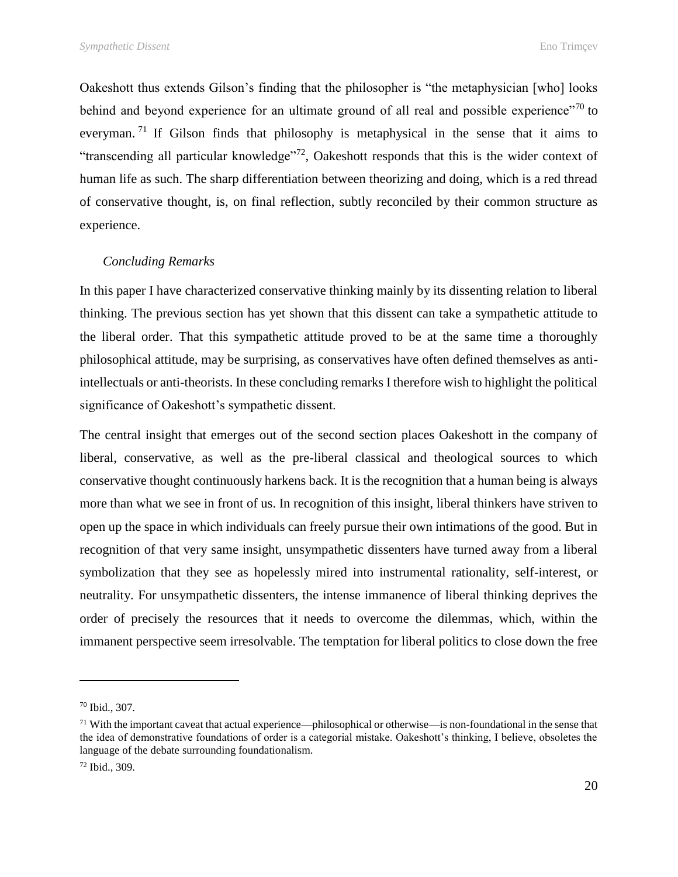Oakeshott thus extends Gilson's finding that the philosopher is "the metaphysician [who] looks behind and beyond experience for an ultimate ground of all real and possible experience"[70] to everyman.[71] If Gilson finds that philosophy is metaphysical in the sense that it aims to "transcending all particular knowledge"[72], Oakeshott responds that this is the wider context of human life as such. The sharp differentiation between theorizing and doing, which is a red thread of conservative thought, is, on final reflection, subtly reconciled by their common structure as experience.

*Concluding Remarks*

In this paper I have characterized conservative thinking mainly by its dissenting relation to liberal thinking. The previous section has yet shown that this dissent can take a sympathetic attitude to the liberal order. That this sympathetic attitude proved to be at the same time a thoroughly philosophical attitude, may be surprising, as conservatives have often defined themselves as anti-intellectuals or anti-theorists. In these concluding remarks I therefore wish to highlight the political significance of Oakeshott's sympathetic dissent.

The central insight that emerges out of the second section places Oakeshott in the company of liberal, conservative, as well as the pre-liberal classical and theological sources to which conservative thought continuously harkens back. It is the recognition that a human being is always more than what we see in front of us. In recognition of this insight, liberal thinkers have striven to open up the space in which individuals can freely pursue their own intimations of the good. But in recognition of that very same insight, unsympathetic dissenters have turned away from a liberal symbolization that they see as hopelessly mired into instrumental rationality, self-interest, or neutrality. For unsympathetic dissenters, the intense immanence of liberal thinking deprives the order of precisely the resources that it needs to overcome the dilemmas, which, within the immanent perspective seem irresolvable. The temptation for liberal politics to close down the free

---

[70] Ibid., 307.

[71] With the important caveat that actual experience—philosophical or otherwise—is non-foundational in the sense that the idea of demonstrative foundations of order is a categorial mistake. Oakeshott's thinking, I believe, obsoletes the language of the debate surrounding foundationalism.

[72] Ibid., 309.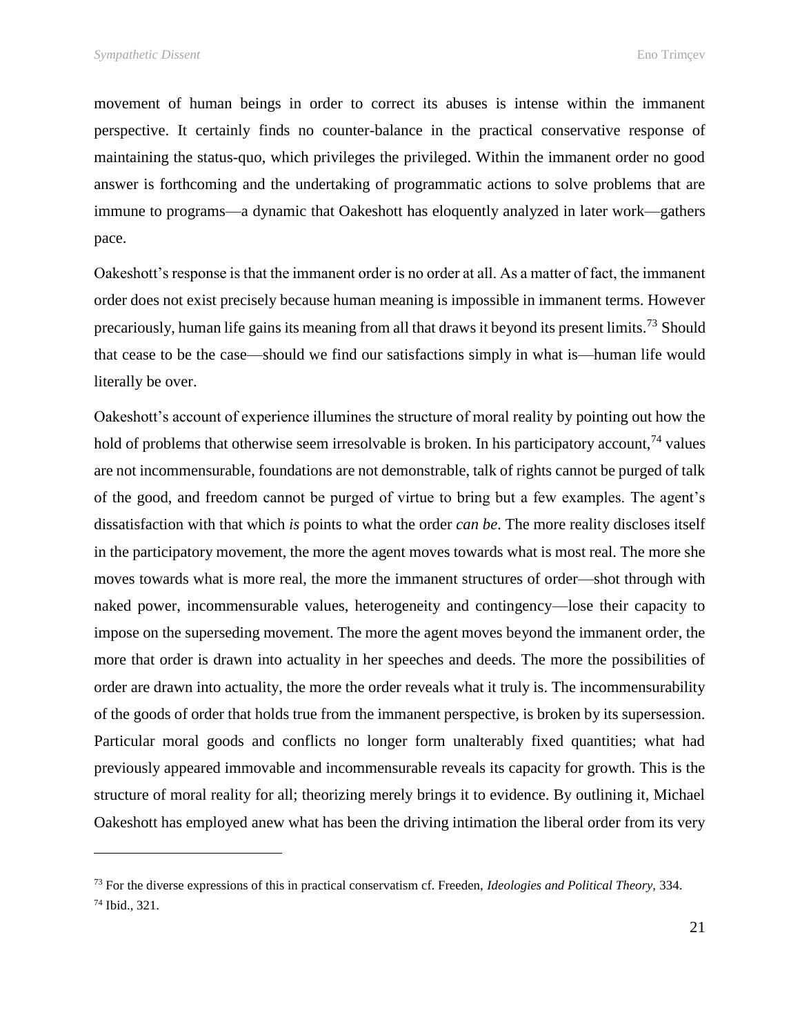movement of human beings in order to correct its abuses is intense within the immanent perspective. It certainly finds no counter-balance in the practical conservative response of maintaining the status-quo, which privileges the privileged. Within the immanent order no good answer is forthcoming and the undertaking of programmatic actions to solve problems that are immune to programs—a dynamic that Oakeshott has eloquently analyzed in later work—gathers pace.

Oakeshott's response is that the immanent order is no order at all. As a matter of fact, the immanent order does not exist precisely because human meaning is impossible in immanent terms. However precariously, human life gains its meaning from all that draws it beyond its present limits.[73] Should that cease to be the case—should we find our satisfactions simply in what is—human life would literally be over.

Oakeshott's account of experience illumines the structure of moral reality by pointing out how the hold of problems that otherwise seem irresolvable is broken. In his participatory account,[74] values are not incommensurable, foundations are not demonstrable, talk of rights cannot be purged of talk of the good, and freedom cannot be purged of virtue to bring but a few examples. The agent's dissatisfaction with that which *is* points to what the order *can be*. The more reality discloses itself in the participatory movement, the more the agent moves towards what is most real. The more she moves towards what is more real, the more the immanent structures of order—shot through with naked power, incommensurable values, heterogeneity and contingency—lose their capacity to impose on the superseding movement. The more the agent moves beyond the immanent order, the more that order is drawn into actuality in her speeches and deeds. The more the possibilities of order are drawn into actuality, the more the order reveals what it truly is. The incommensurability of the goods of order that holds true from the immanent perspective, is broken by its supersession. Particular moral goods and conflicts no longer form unalterably fixed quantities; what had previously appeared immovable and incommensurable reveals its capacity for growth. This is the structure of moral reality for all; theorizing merely brings it to evidence. By outlining it, Michael Oakeshott has employed anew what has been the driving intimation the liberal order from its very

[73] For the diverse expressions of this in practical conservatism cf. Freeden, *Ideologies and Political Theory*, 334.

[74] Ibid., 321.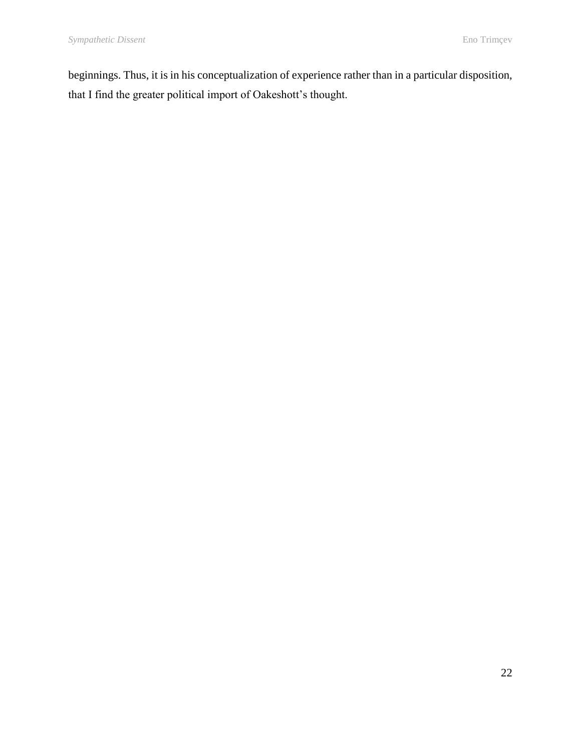beginnings. Thus, it is in his conceptualization of experience rather than in a particular disposition, that I find the greater political import of Oakeshott's thought.